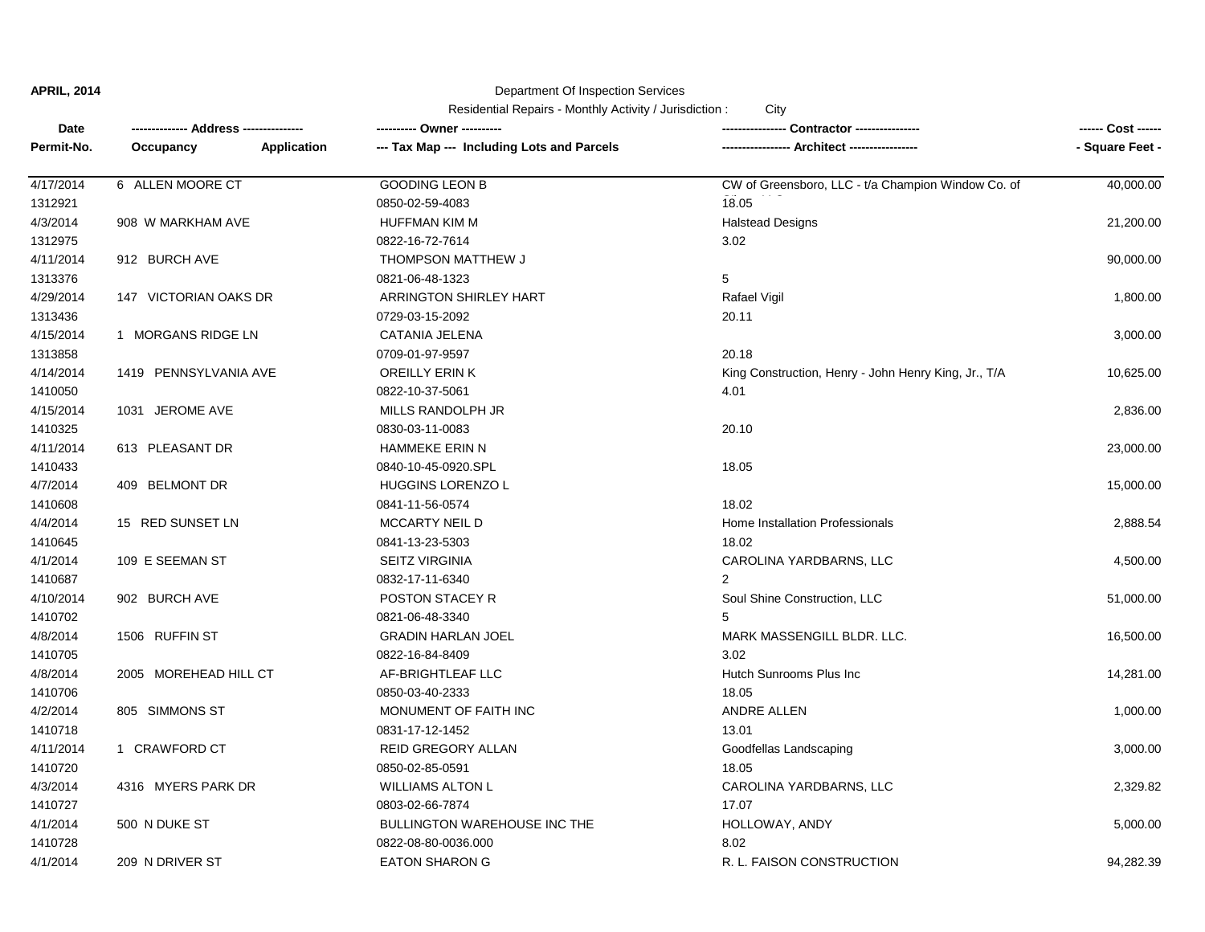**APRIL, 2014**

Department Of Inspection Services

Residential Repairs - Monthly Activity / Jurisdiction : City

| Date / Permit-No. | Address / Occupancy / Application | Owner / Tax Map --- Including Lots and Parcels | Contractor / Architect | Cost / Square Feet |
|---|---|---|---|---|
| 4/17/2014<br>1312921 | 6 ALLEN MOORE CT | GOODING LEON B<br>0850-02-59-4083 | CW of Greensboro, LLC - t/a Champion Window Co. of<br>18.05 | 40,000.00 |
| 4/3/2014<br>1312975 | 908 W MARKHAM AVE | HUFFMAN KIM M<br>0822-16-72-7614 | Halstead Designs<br>3.02 | 21,200.00 |
| 4/11/2014<br>1313376 | 912 BURCH AVE | THOMPSON MATTHEW J<br>0821-06-48-1323 | 5 | 90,000.00 |
| 4/29/2014<br>1313436 | 147 VICTORIAN OAKS DR | ARRINGTON SHIRLEY HART<br>0729-03-15-2092 | Rafael Vigil<br>20.11 | 1,800.00 |
| 4/15/2014<br>1313858 | 1 MORGANS RIDGE LN | CATANIA JELENA<br>0709-01-97-9597 | 20.18 | 3,000.00 |
| 4/14/2014<br>1410050 | 1419 PENNSYLVANIA AVE | OREILLY ERIN K<br>0822-10-37-5061 | King Construction, Henry - John Henry King, Jr., T/A<br>4.01 | 10,625.00 |
| 4/15/2014<br>1410325 | 1031 JEROME AVE | MILLS RANDOLPH JR<br>0830-03-11-0083 | 20.10 | 2,836.00 |
| 4/11/2014<br>1410433 | 613 PLEASANT DR | HAMMEKE ERIN N<br>0840-10-45-0920.SPL | 18.05 | 23,000.00 |
| 4/7/2014<br>1410608 | 409 BELMONT DR | HUGGINS LORENZO L<br>0841-11-56-0574 | 18.02 | 15,000.00 |
| 4/4/2014<br>1410645 | 15 RED SUNSET LN | MCCARTY NEIL D<br>0841-13-23-5303 | Home Installation Professionals<br>18.02 | 2,888.54 |
| 4/1/2014<br>1410687 | 109 E SEEMAN ST | SEITZ VIRGINIA<br>0832-17-11-6340 | CAROLINA YARDBARNS, LLC<br>2 | 4,500.00 |
| 4/10/2014<br>1410702 | 902 BURCH AVE | POSTON STACEY R<br>0821-06-48-3340 | Soul Shine Construction, LLC<br>5 | 51,000.00 |
| 4/8/2014<br>1410705 | 1506 RUFFIN ST | GRADIN HARLAN JOEL<br>0822-16-84-8409 | MARK MASSENGILL BLDR. LLC.<br>3.02 | 16,500.00 |
| 4/8/2014<br>1410706 | 2005 MOREHEAD HILL CT | AF-BRIGHTLEAF LLC<br>0850-03-40-2333 | Hutch Sunrooms Plus Inc<br>18.05 | 14,281.00 |
| 4/2/2014<br>1410718 | 805 SIMMONS ST | MONUMENT OF FAITH INC<br>0831-17-12-1452 | ANDRE ALLEN<br>13.01 | 1,000.00 |
| 4/11/2014<br>1410720 | 1 CRAWFORD CT | REID GREGORY ALLAN<br>0850-02-85-0591 | Goodfellas Landscaping<br>18.05 | 3,000.00 |
| 4/3/2014<br>1410727 | 4316 MYERS PARK DR | WILLIAMS ALTON L<br>0803-02-66-7874 | CAROLINA YARDBARNS, LLC<br>17.07 | 2,329.82 |
| 4/1/2014<br>1410728 | 500 N DUKE ST | BULLINGTON WAREHOUSE INC THE<br>0822-08-80-0036.000 | HOLLOWAY, ANDY<br>8.02 | 5,000.00 |
| 4/1/2014 | 209 N DRIVER ST | EATON SHARON G | R. L. FAISON CONSTRUCTION | 94,282.39 |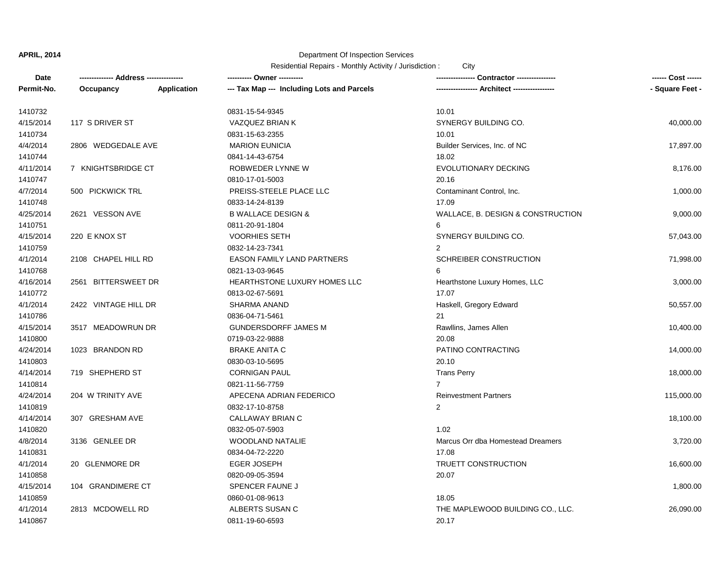**APRIL, 2014**

Department Of Inspection Services

Residential Repairs - Monthly Activity / Jurisdiction : City

| Date<br>Permit-No. | ------------- Address --------------<br>Occupancy Application | ---------- Owner ----------<br>--- Tax Map --- Including Lots and Parcels | --------------- Contractor ---------------<br>---------------- Architect ---------------- | ------ Cost ------<br>- Square Feet - |
|---|---|---|---|---|
| 1410732 | | 0831-15-54-9345 | 10.01 | |
| 4/15/2014 | 117 S DRIVER ST | VAZQUEZ BRIAN K | SYNERGY BUILDING CO. | 40,000.00 |
| 1410734 | | 0831-15-63-2355 | 10.01 | |
| 4/4/2014 | 2806 WEDGEDALE AVE | MARION EUNICIA | Builder Services, Inc. of NC | 17,897.00 |
| 1410744 | | 0841-14-43-6754 | 18.02 | |
| 4/11/2014 | 7 KNIGHTSBRIDGE CT | ROBWEDER LYNNE W | EVOLUTIONARY DECKING | 8,176.00 |
| 1410747 | | 0810-17-01-5003 | 20.16 | |
| 4/7/2014 | 500 PICKWICK TRL | PREISS-STEELE PLACE LLC | Contaminant Control, Inc. | 1,000.00 |
| 1410748 | | 0833-14-24-8139 | 17.09 | |
| 4/25/2014 | 2621 VESSON AVE | B WALLACE DESIGN & | WALLACE, B. DESIGN & CONSTRUCTION | 9,000.00 |
| 1410751 | | 0811-20-91-1804 | 6 | |
| 4/15/2014 | 220 E KNOX ST | VOORHIES SETH | SYNERGY BUILDING CO. | 57,043.00 |
| 1410759 | | 0832-14-23-7341 | 2 | |
| 4/1/2014 | 2108 CHAPEL HILL RD | EASON FAMILY LAND PARTNERS | SCHREIBER CONSTRUCTION | 71,998.00 |
| 1410768 | | 0821-13-03-9645 | 6 | |
| 4/16/2014 | 2561 BITTERSWEET DR | HEARTHSTONE LUXURY HOMES LLC | Hearthstone Luxury Homes, LLC | 3,000.00 |
| 1410772 | | 0813-02-67-5691 | 17.07 | |
| 4/1/2014 | 2422 VINTAGE HILL DR | SHARMA ANAND | Haskell, Gregory Edward | 50,557.00 |
| 1410786 | | 0836-04-71-5461 | 21 | |
| 4/15/2014 | 3517 MEADOWRUN DR | GUNDERSDORFF JAMES M | Rawllins, James Allen | 10,400.00 |
| 1410800 | | 0719-03-22-9888 | 20.08 | |
| 4/24/2014 | 1023 BRANDON RD | BRAKE ANITA C | PATINO CONTRACTING | 14,000.00 |
| 1410803 | | 0830-03-10-5695 | 20.10 | |
| 4/14/2014 | 719 SHEPHERD ST | CORNIGAN PAUL | Trans Perry | 18,000.00 |
| 1410814 | | 0821-11-56-7759 | 7 | |
| 4/24/2014 | 204 W TRINITY AVE | APECENA ADRIAN FEDERICO | Reinvestment Partners | 115,000.00 |
| 1410819 | | 0832-17-10-8758 | 2 | |
| 4/14/2014 | 307 GRESHAM AVE | CALLAWAY BRIAN C | | 18,100.00 |
| 1410820 | | 0832-05-07-5903 | 1.02 | |
| 4/8/2014 | 3136 GENLEE DR | WOODLAND NATALIE | Marcus Orr dba Homestead Dreamers | 3,720.00 |
| 1410831 | | 0834-04-72-2220 | 17.08 | |
| 4/1/2014 | 20 GLENMORE DR | EGER JOSEPH | TRUETT CONSTRUCTION | 16,600.00 |
| 1410858 | | 0820-09-05-3594 | 20.07 | |
| 4/15/2014 | 104 GRANDIMERE CT | SPENCER FAUNE J | | 1,800.00 |
| 1410859 | | 0860-01-08-9613 | 18.05 | |
| 4/1/2014 | 2813 MCDOWELL RD | ALBERTS SUSAN C | THE MAPLEWOOD BUILDING CO., LLC. | 26,090.00 |
| 1410867 | | 0811-19-60-6593 | 20.17 | |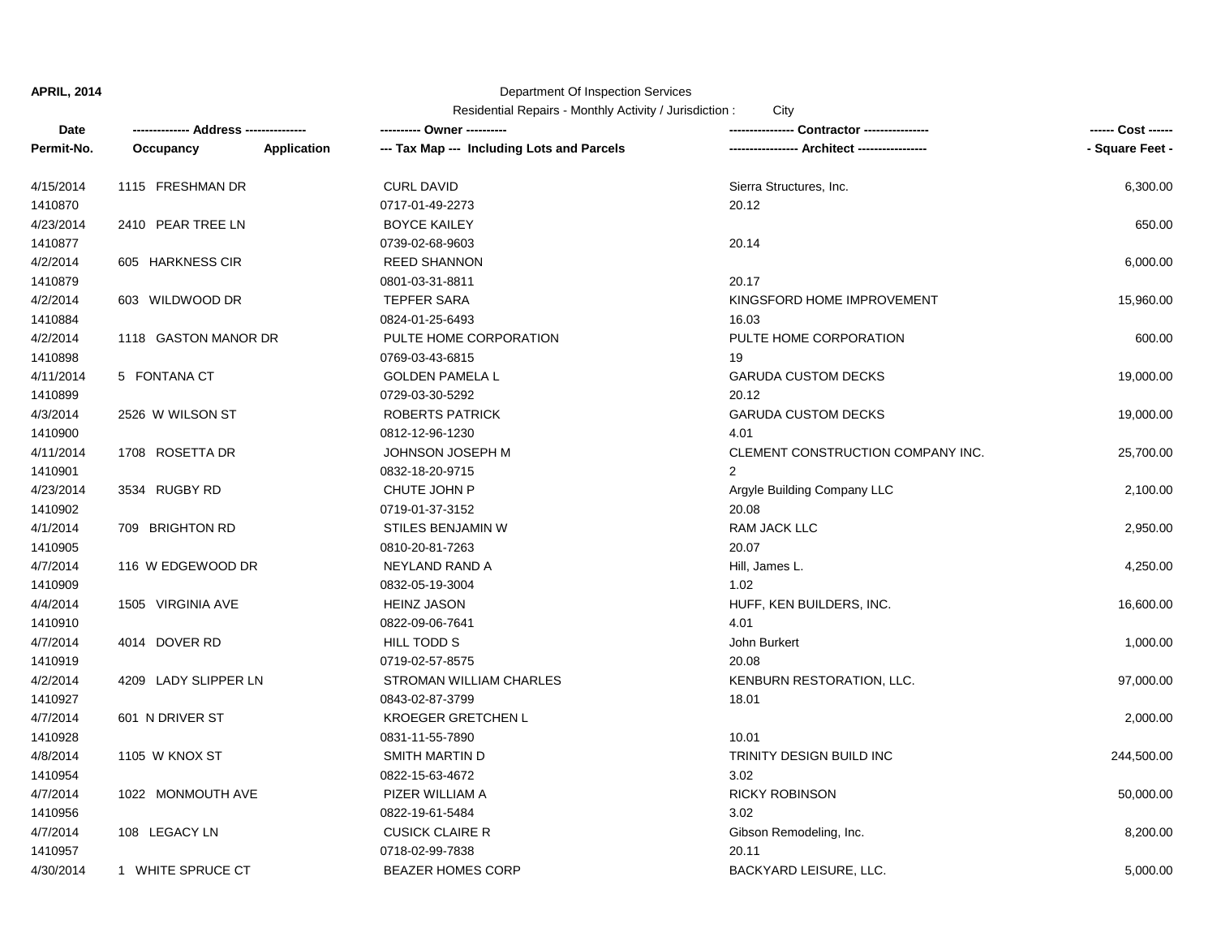**APRIL, 2014**

Department Of Inspection Services

Residential Repairs - Monthly Activity / Jurisdiction : City

| Date / Permit-No. | Address / Occupancy | Application | Owner / Tax Map --- Including Lots and Parcels | Contractor / Architect | Cost / Square Feet |
|---|---|---|---|---|---|
| 4/15/2014 | 1115 FRESHMAN DR | | CURL DAVID | Sierra Structures, Inc. | 6,300.00 |
| 1410870 | | | 0717-01-49-2273 | 20.12 | |
| 4/23/2014 | 2410 PEAR TREE LN | | BOYCE KAILEY | | 650.00 |
| 1410877 | | | 0739-02-68-9603 | 20.14 | |
| 4/2/2014 | 605 HARKNESS CIR | | REED SHANNON | | 6,000.00 |
| 1410879 | | | 0801-03-31-8811 | 20.17 | |
| 4/2/2014 | 603 WILDWOOD DR | | TEPFER SARA | KINGSFORD HOME IMPROVEMENT | 15,960.00 |
| 1410884 | | | 0824-01-25-6493 | 16.03 | |
| 4/2/2014 | 1118 GASTON MANOR DR | | PULTE HOME CORPORATION | PULTE HOME CORPORATION | 600.00 |
| 1410898 | | | 0769-03-43-6815 | 19 | |
| 4/11/2014 | 5 FONTANA CT | | GOLDEN PAMELA L | GARUDA CUSTOM DECKS | 19,000.00 |
| 1410899 | | | 0729-03-30-5292 | 20.12 | |
| 4/3/2014 | 2526 W WILSON ST | | ROBERTS PATRICK | GARUDA CUSTOM DECKS | 19,000.00 |
| 1410900 | | | 0812-12-96-1230 | 4.01 | |
| 4/11/2014 | 1708 ROSETTA DR | | JOHNSON JOSEPH M | CLEMENT CONSTRUCTION COMPANY INC. | 25,700.00 |
| 1410901 | | | 0832-18-20-9715 | 2 | |
| 4/23/2014 | 3534 RUGBY RD | | CHUTE JOHN P | Argyle Building Company LLC | 2,100.00 |
| 1410902 | | | 0719-01-37-3152 | 20.08 | |
| 4/1/2014 | 709 BRIGHTON RD | | STILES BENJAMIN W | RAM JACK LLC | 2,950.00 |
| 1410905 | | | 0810-20-81-7263 | 20.07 | |
| 4/7/2014 | 116 W EDGEWOOD DR | | NEYLAND RAND A | Hill, James L. | 4,250.00 |
| 1410909 | | | 0832-05-19-3004 | 1.02 | |
| 4/4/2014 | 1505 VIRGINIA AVE | | HEINZ JASON | HUFF, KEN BUILDERS, INC. | 16,600.00 |
| 1410910 | | | 0822-09-06-7641 | 4.01 | |
| 4/7/2014 | 4014 DOVER RD | | HILL TODD S | John Burkert | 1,000.00 |
| 1410919 | | | 0719-02-57-8575 | 20.08 | |
| 4/2/2014 | 4209 LADY SLIPPER LN | | STROMAN WILLIAM CHARLES | KENBURN RESTORATION, LLC. | 97,000.00 |
| 1410927 | | | 0843-02-87-3799 | 18.01 | |
| 4/7/2014 | 601 N DRIVER ST | | KROEGER GRETCHEN L | | 2,000.00 |
| 1410928 | | | 0831-11-55-7890 | 10.01 | |
| 4/8/2014 | 1105 W KNOX ST | | SMITH MARTIN D | TRINITY DESIGN BUILD INC | 244,500.00 |
| 1410954 | | | 0822-15-63-4672 | 3.02 | |
| 4/7/2014 | 1022 MONMOUTH AVE | | PIZER WILLIAM A | RICKY ROBINSON | 50,000.00 |
| 1410956 | | | 0822-19-61-5484 | 3.02 | |
| 4/7/2014 | 108 LEGACY LN | | CUSICK CLAIRE R | Gibson Remodeling, Inc. | 8,200.00 |
| 1410957 | | | 0718-02-99-7838 | 20.11 | |
| 4/30/2014 | 1 WHITE SPRUCE CT | | BEAZER HOMES CORP | BACKYARD LEISURE, LLC. | 5,000.00 |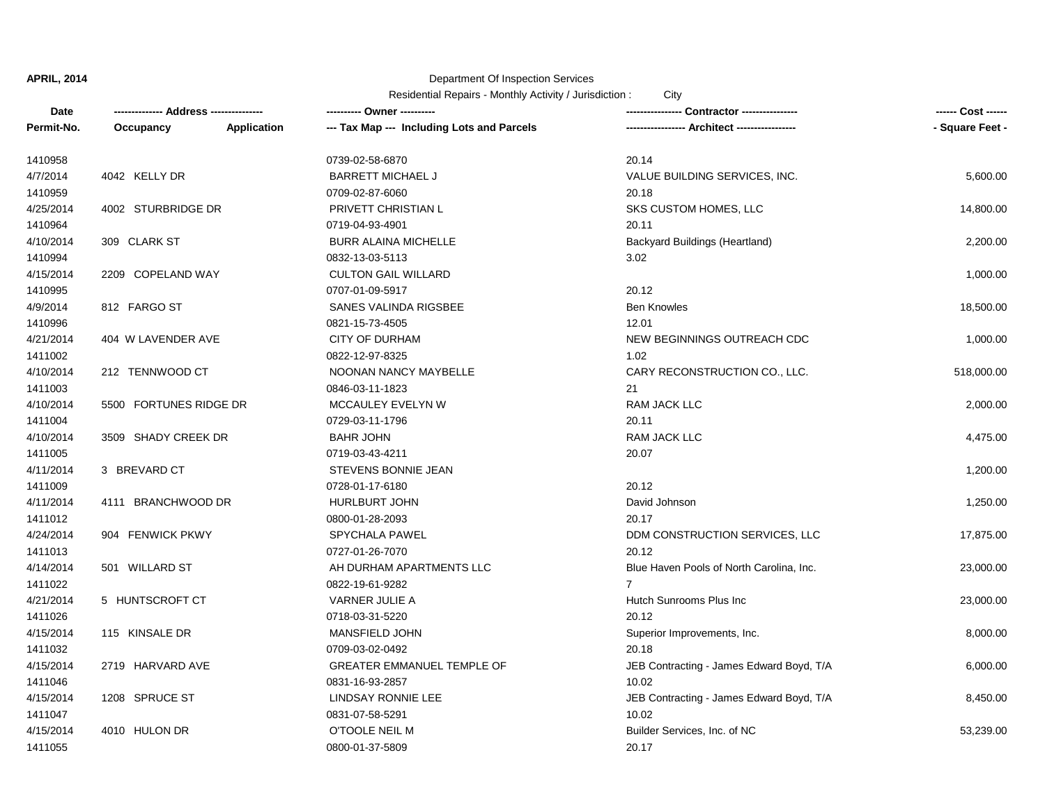**APRIL, 2014**

Department Of Inspection Services

Residential Repairs - Monthly Activity / Jurisdiction : City

| Date<br>Permit-No. | ------------- Address --------------<br>Occupancy Application | ---------- Owner ----------<br>--- Tax Map --- Including Lots and Parcels | --------------- Contractor ---------------<br>---------------- Architect ---------------- | ------ Cost ------<br>- Square Feet - |
|---|---|---|---|---|
| 1410958 | | 0739-02-58-6870 | 20.14 | |
| 4/7/2014 | 4042 KELLY DR | BARRETT MICHAEL J | VALUE BUILDING SERVICES, INC. | 5,600.00 |
| 1410959 | | 0709-02-87-6060 | 20.18 | |
| 4/25/2014 | 4002 STURBRIDGE DR | PRIVETT CHRISTIAN L | SKS CUSTOM HOMES, LLC | 14,800.00 |
| 1410964 | | 0719-04-93-4901 | 20.11 | |
| 4/10/2014 | 309 CLARK ST | BURR ALAINA MICHELLE | Backyard Buildings (Heartland) | 2,200.00 |
| 1410994 | | 0832-13-03-5113 | 3.02 | |
| 4/15/2014 | 2209 COPELAND WAY | CULTON GAIL WILLARD | | 1,000.00 |
| 1410995 | | 0707-01-09-5917 | 20.12 | |
| 4/9/2014 | 812 FARGO ST | SANES VALINDA RIGSBEE | Ben Knowles | 18,500.00 |
| 1410996 | | 0821-15-73-4505 | 12.01 | |
| 4/21/2014 | 404 W LAVENDER AVE | CITY OF DURHAM | NEW BEGINNINGS OUTREACH CDC | 1,000.00 |
| 1411002 | | 0822-12-97-8325 | 1.02 | |
| 4/10/2014 | 212 TENNWOOD CT | NOONAN NANCY MAYBELLE | CARY RECONSTRUCTION CO., LLC. | 518,000.00 |
| 1411003 | | 0846-03-11-1823 | 21 | |
| 4/10/2014 | 5500 FORTUNES RIDGE DR | MCCAULEY EVELYN W | RAM JACK LLC | 2,000.00 |
| 1411004 | | 0729-03-11-1796 | 20.11 | |
| 4/10/2014 | 3509 SHADY CREEK DR | BAHR JOHN | RAM JACK LLC | 4,475.00 |
| 1411005 | | 0719-03-43-4211 | 20.07 | |
| 4/11/2014 | 3 BREVARD CT | STEVENS BONNIE JEAN | | 1,200.00 |
| 1411009 | | 0728-01-17-6180 | 20.12 | |
| 4/11/2014 | 4111 BRANCHWOOD DR | HURLBURT JOHN | David Johnson | 1,250.00 |
| 1411012 | | 0800-01-28-2093 | 20.17 | |
| 4/24/2014 | 904 FENWICK PKWY | SPYCHALA PAWEL | DDM CONSTRUCTION SERVICES, LLC | 17,875.00 |
| 1411013 | | 0727-01-26-7070 | 20.12 | |
| 4/14/2014 | 501 WILLARD ST | AH DURHAM APARTMENTS LLC | Blue Haven Pools of North Carolina, Inc. | 23,000.00 |
| 1411022 | | 0822-19-61-9282 | 7 | |
| 4/21/2014 | 5 HUNTSCROFT CT | VARNER JULIE A | Hutch Sunrooms Plus Inc | 23,000.00 |
| 1411026 | | 0718-03-31-5220 | 20.12 | |
| 4/15/2014 | 115 KINSALE DR | MANSFIELD JOHN | Superior Improvements, Inc. | 8,000.00 |
| 1411032 | | 0709-03-02-0492 | 20.18 | |
| 4/15/2014 | 2719 HARVARD AVE | GREATER EMMANUEL TEMPLE OF | JEB Contracting - James Edward Boyd, T/A | 6,000.00 |
| 1411046 | | 0831-16-93-2857 | 10.02 | |
| 4/15/2014 | 1208 SPRUCE ST | LINDSAY RONNIE LEE | JEB Contracting - James Edward Boyd, T/A | 8,450.00 |
| 1411047 | | 0831-07-58-5291 | 10.02 | |
| 4/15/2014 | 4010 HULON DR | O'TOOLE NEIL M | Builder Services, Inc. of NC | 53,239.00 |
| 1411055 | | 0800-01-37-5809 | 20.17 | |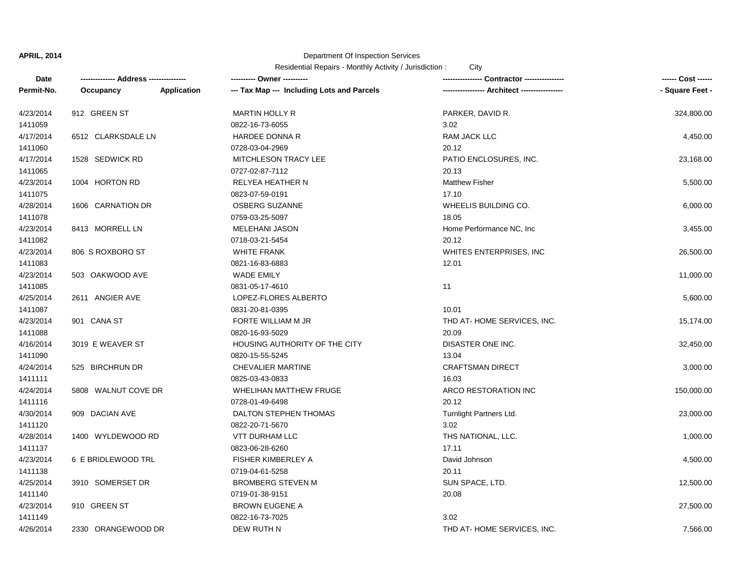**APRIL, 2014**

Department Of Inspection Services

Residential Repairs - Monthly Activity / Jurisdiction : City

| Date<br>Permit-No. | ------------- Address --------------<br>Occupancy Application | ---------- Owner ----------<br>--- Tax Map --- Including Lots and Parcels | --------------- Contractor ---------------<br>---------------- Architect ---------------- | ------ Cost ------<br>- Square Feet - |
|---|---|---|---|---|
| 4/23/2014<br>1411059 | 912 GREEN ST | MARTIN HOLLY R<br>0822-16-73-6055 | PARKER, DAVID R.<br>3.02 | 324,800.00 |
| 4/17/2014<br>1411060 | 6512 CLARKSDALE LN | HARDEE DONNA R<br>0728-03-04-2969 | RAM JACK LLC<br>20.12 | 4,450.00 |
| 4/17/2014<br>1411065 | 1528 SEDWICK RD | MITCHLESON TRACY LEE<br>0727-02-87-7112 | PATIO ENCLOSURES, INC.<br>20.13 | 23,168.00 |
| 4/23/2014<br>1411075 | 1004 HORTON RD | RELYEA HEATHER N<br>0823-07-59-0191 | Matthew Fisher<br>17.10 | 5,500.00 |
| 4/28/2014<br>1411078 | 1606 CARNATION DR | OSBERG SUZANNE<br>0759-03-25-5097 | WHEELIS BUILDING CO.<br>18.05 | 6,000.00 |
| 4/23/2014<br>1411082 | 8413 MORRELL LN | MELEHANI JASON<br>0718-03-21-5454 | Home Performance NC, Inc<br>20.12 | 3,455.00 |
| 4/23/2014<br>1411083 | 806 S ROXBORO ST | WHITE FRANK<br>0821-16-83-6883 | WHITES ENTERPRISES, INC<br>12.01 | 26,500.00 |
| 4/23/2014<br>1411085 | 503 OAKWOOD AVE | WADE EMILY<br>0831-05-17-4610 | 11 | 11,000.00 |
| 4/25/2014<br>1411087 | 2611 ANGIER AVE | LOPEZ-FLORES ALBERTO<br>0831-20-81-0395 | 10.01 | 5,600.00 |
| 4/23/2014<br>1411088 | 901 CANA ST | FORTE WILLIAM M JR<br>0820-16-93-5029 | THD AT- HOME SERVICES, INC.<br>20.09 | 15,174.00 |
| 4/16/2014<br>1411090 | 3019 E WEAVER ST | HOUSING AUTHORITY OF THE CITY<br>0820-15-55-5245 | DISASTER ONE INC.<br>13.04 | 32,450.00 |
| 4/24/2014<br>1411111 | 525 BIRCHRUN DR | CHEVALIER MARTINE<br>0825-03-43-0833 | CRAFTSMAN DIRECT<br>16.03 | 3,000.00 |
| 4/24/2014<br>1411116 | 5808 WALNUT COVE DR | WHELIHAN MATTHEW FRUGE<br>0728-01-49-6498 | ARCO RESTORATION INC<br>20.12 | 150,000.00 |
| 4/30/2014<br>1411120 | 909 DACIAN AVE | DALTON STEPHEN THOMAS<br>0822-20-71-5670 | Turnlight Partners Ltd.<br>3.02 | 23,000.00 |
| 4/28/2014<br>1411137 | 1400 WYLDEWOOD RD | VTT DURHAM LLC<br>0823-06-28-6260 | THS NATIONAL, LLC.<br>17.11 | 1,000.00 |
| 4/23/2014<br>1411138 | 6 E BRIDLEWOOD TRL | FISHER KIMBERLEY A<br>0719-04-61-5258 | David Johnson<br>20.11 | 4,500.00 |
| 4/25/2014<br>1411140 | 3910 SOMERSET DR | BROMBERG STEVEN M<br>0719-01-38-9151 | SUN SPACE, LTD.<br>20.08 | 12,500.00 |
| 4/23/2014<br>1411149 | 910 GREEN ST | BROWN EUGENE A<br>0822-16-73-7025 | 3.02 | 27,500.00 |
| 4/26/2014 | 2330 ORANGEWOOD DR | DEW RUTH N | THD AT- HOME SERVICES, INC. | 7,566.00 |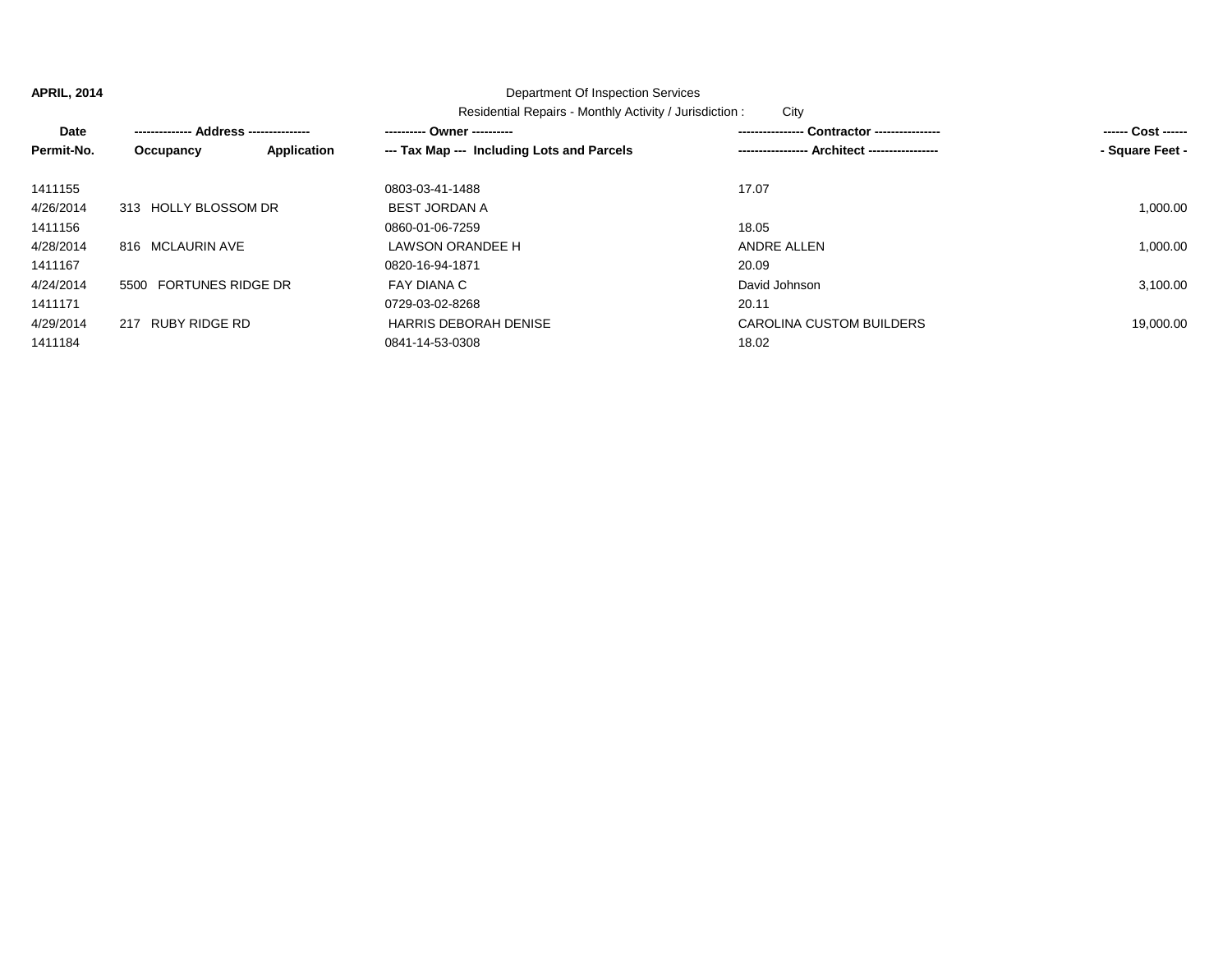**APRIL, 2014**

Department Of Inspection Services

Residential Repairs - Monthly Activity / Jurisdiction : City

| Date<br>Permit-No. | ------------- Address --------------<br>Occupancy | <br>Application | ---------- Owner ----------<br>--- Tax Map --- Including Lots and Parcels | --------------- Contractor ---------------<br>---------------- Architect ---------------- | ------ Cost ------<br>- Square Feet - |
|---|---|---|---|---|---|
| 1411155 | | | 0803-03-41-1488 | 17.07 | |
| 4/26/2014 | 313 HOLLY BLOSSOM DR | | BEST JORDAN A | | 1,000.00 |
| 1411156 | | | 0860-01-06-7259 | 18.05 | |
| 4/28/2014 | 816 MCLAURIN AVE | | LAWSON ORANDEE H | ANDRE ALLEN | 1,000.00 |
| 1411167 | | | 0820-16-94-1871 | 20.09 | |
| 4/24/2014 | 5500 FORTUNES RIDGE DR | | FAY DIANA C | David Johnson | 3,100.00 |
| 1411171 | | | 0729-03-02-8268 | 20.11 | |
| 4/29/2014 | 217 RUBY RIDGE RD | | HARRIS DEBORAH DENISE | CAROLINA CUSTOM BUILDERS | 19,000.00 |
| 1411184 | | | 0841-14-53-0308 | 18.02 | |